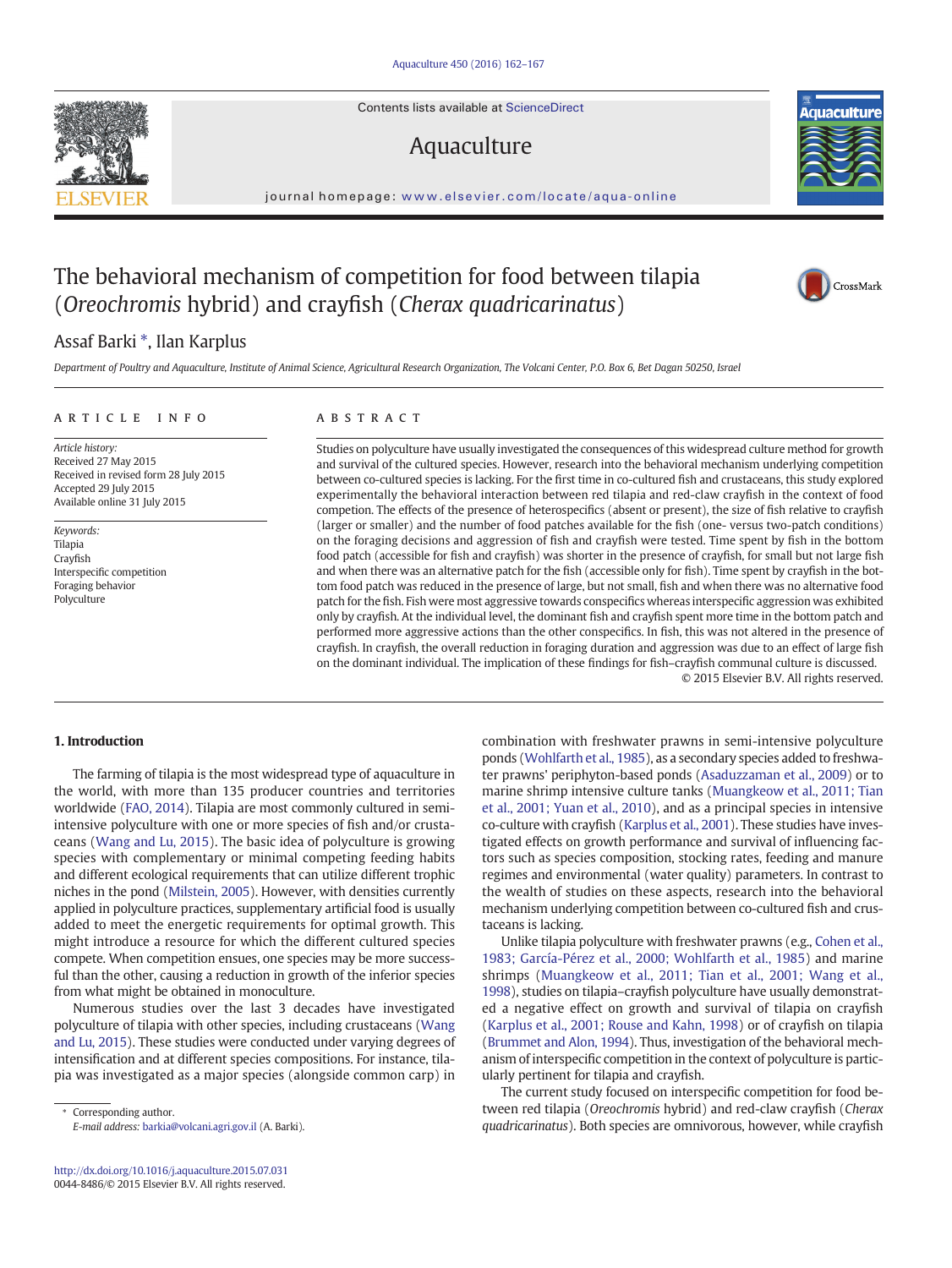# The behavioral mechanism of competition for food between tilapia (*Oreochromis* hybrid) and crayfish (*Cherax quadricarinatus*)

Assaf Barki *, Ilan Karplus

*Department of Poultry and Aquaculture, Institute of Animal Science, Agricultural Research Organization, The Volcani Center, P.O. Box 6, Bet Dagan 50250, Israel*

## ARTICLE INFO

*Article history:*
Received 27 May 2015
Received in revised form 28 July 2015
Accepted 29 July 2015
Available online 31 July 2015

*Keywords:*
Tilapia
Crayfish
Interspecific competition
Foraging behavior
Polyculture

## ABSTRACT

Studies on polyculture have usually investigated the consequences of this widespread culture method for growth and survival of the cultured species. However, research into the behavioral mechanism underlying competition between co-cultured species is lacking. For the first time in co-cultured fish and crustaceans, this study explored experimentally the behavioral interaction between red tilapia and red-claw crayfish in the context of food competion. The effects of the presence of heterospecifics (absent or present), the size of fish relative to crayfish (larger or smaller) and the number of food patches available for the fish (one- versus two-patch conditions) on the foraging decisions and aggression of fish and crayfish were tested. Time spent by fish in the bottom food patch (accessible for fish and crayfish) was shorter in the presence of crayfish, for small but not large fish and when there was an alternative patch for the fish (accessible only for fish). Time spent by crayfish in the bottom food patch was reduced in the presence of large, but not small, fish and when there was no alternative food patch for the fish. Fish were most aggressive towards conspecifics whereas interspecific aggression was exhibited only by crayfish. At the individual level, the dominant fish and crayfish spent more time in the bottom patch and performed more aggressive actions than the other conspecifics. In fish, this was not altered in the presence of crayfish. In crayfish, the overall reduction in foraging duration and aggression was due to an effect of large fish on the dominant individual. The implication of these findings for fish–crayfish communal culture is discussed.

© 2015 Elsevier B.V. All rights reserved.

## 1. Introduction

The farming of tilapia is the most widespread type of aquaculture in the world, with more than 135 producer countries and territories worldwide (FAO, 2014). Tilapia are most commonly cultured in semi-intensive polyculture with one or more species of fish and/or crustaceans (Wang and Lu, 2015). The basic idea of polyculture is growing species with complementary or minimal competing feeding habits and different ecological requirements that can utilize different trophic niches in the pond (Milstein, 2005). However, with densities currently applied in polyculture practices, supplementary artificial food is usually added to meet the energetic requirements for optimal growth. This might introduce a resource for which the different cultured species compete. When competition ensues, one species may be more successful than the other, causing a reduction in growth of the inferior species from what might be obtained in monoculture.

Numerous studies over the last 3 decades have investigated polyculture of tilapia with other species, including crustaceans (Wang and Lu, 2015). These studies were conducted under varying degrees of intensification and at different species compositions. For instance, tilapia was investigated as a major species (alongside common carp) in combination with freshwater prawns in semi-intensive polyculture ponds (Wohlfarth et al., 1985), as a secondary species added to freshwater prawns' periphyton-based ponds (Asaduzzaman et al., 2009) or to marine shrimp intensive culture tanks (Muangkeow et al., 2011; Tian et al., 2001; Yuan et al., 2010), and as a principal species in intensive co-culture with crayfish (Karplus et al., 2001). These studies have investigated effects on growth performance and survival of influencing factors such as species composition, stocking rates, feeding and manure regimes and environmental (water quality) parameters. In contrast to the wealth of studies on these aspects, research into the behavioral mechanism underlying competition between co-cultured fish and crustaceans is lacking.

Unlike tilapia polyculture with freshwater prawns (e.g., Cohen et al., 1983; García-Pérez et al., 2000; Wohlfarth et al., 1985) and marine shrimps (Muangkeow et al., 2011; Tian et al., 2001; Wang et al., 1998), studies on tilapia–crayfish polyculture have usually demonstrated a negative effect on growth and survival of tilapia on crayfish (Karplus et al., 2001; Rouse and Kahn, 1998) or of crayfish on tilapia (Brummet and Alon, 1994). Thus, investigation of the behavioral mechanism of interspecific competition in the context of polyculture is particularly pertinent for tilapia and crayfish.

The current study focused on interspecific competition for food between red tilapia (*Oreochromis* hybrid) and red-claw crayfish (*Cherax quadricarinatus*). Both species are omnivorous, however, while crayfish

* Corresponding author.
*E-mail address:* barkia@volcani.agri.gov.il (A. Barki).

http://dx.doi.org/10.1016/j.aquaculture.2015.07.031
0044-8486/© 2015 Elsevier B.V. All rights reserved.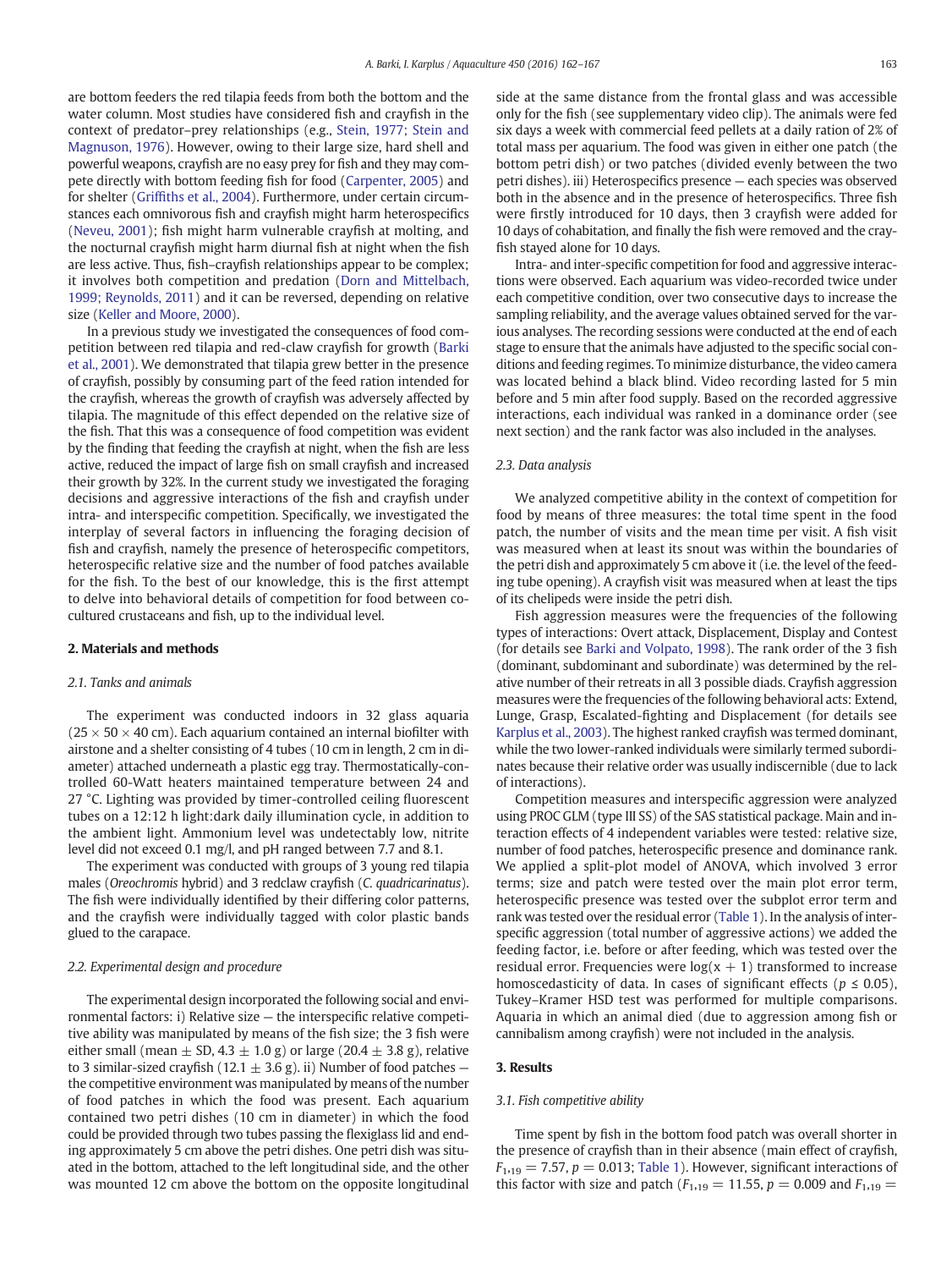are bottom feeders the red tilapia feeds from both the bottom and the water column. Most studies have considered fish and crayfish in the context of predator–prey relationships (e.g., Stein, 1977; Stein and Magnuson, 1976). However, owing to their large size, hard shell and powerful weapons, crayfish are no easy prey for fish and they may compete directly with bottom feeding fish for food (Carpenter, 2005) and for shelter (Griffiths et al., 2004). Furthermore, under certain circumstances each omnivorous fish and crayfish might harm heterospecifics (Neveu, 2001); fish might harm vulnerable crayfish at molting, and the nocturnal crayfish might harm diurnal fish at night when the fish are less active. Thus, fish–crayfish relationships appear to be complex; it involves both competition and predation (Dorn and Mittelbach, 1999; Reynolds, 2011) and it can be reversed, depending on relative size (Keller and Moore, 2000).

In a previous study we investigated the consequences of food competition between red tilapia and red-claw crayfish for growth (Barki et al., 2001). We demonstrated that tilapia grew better in the presence of crayfish, possibly by consuming part of the feed ration intended for the crayfish, whereas the growth of crayfish was adversely affected by tilapia. The magnitude of this effect depended on the relative size of the fish. That this was a consequence of food competition was evident by the finding that feeding the crayfish at night, when the fish are less active, reduced the impact of large fish on small crayfish and increased their growth by 32%. In the current study we investigated the foraging decisions and aggressive interactions of the fish and crayfish under intra- and interspecific competition. Specifically, we investigated the interplay of several factors in influencing the foraging decision of fish and crayfish, namely the presence of heterospecific competitors, heterospecific relative size and the number of food patches available for the fish. To the best of our knowledge, this is the first attempt to delve into behavioral details of competition for food between co-cultured crustaceans and fish, up to the individual level.

## 2. Materials and methods

### 2.1. Tanks and animals

The experiment was conducted indoors in 32 glass aquaria ($25 \times 50 \times 40$ cm). Each aquarium contained an internal biofilter with airstone and a shelter consisting of 4 tubes (10 cm in length, 2 cm in diameter) attached underneath a plastic egg tray. Thermostatically-controlled 60-Watt heaters maintained temperature between 24 and 27 °C. Lighting was provided by timer-controlled ceiling fluorescent tubes on a 12:12 h light:dark daily illumination cycle, in addition to the ambient light. Ammonium level was undetectably low, nitrite level did not exceed 0.1 mg/l, and pH ranged between 7.7 and 8.1.

The experiment was conducted with groups of 3 young red tilapia males (*Oreochromis* hybrid) and 3 redclaw crayfish (*C. quadricarinatus*). The fish were individually identified by their differing color patterns, and the crayfish were individually tagged with color plastic bands glued to the carapace.

### 2.2. Experimental design and procedure

The experimental design incorporated the following social and environmental factors: i) Relative size — the interspecific relative competitive ability was manipulated by means of the fish size; the 3 fish were either small (mean $\pm$ SD, $4.3 \pm 1.0$ g) or large ($20.4 \pm 3.8$ g), relative to 3 similar-sized crayfish ($12.1 \pm 3.6$ g). ii) Number of food patches — the competitive environment was manipulated by means of the number of food patches in which the food was present. Each aquarium contained two petri dishes (10 cm in diameter) in which the food could be provided through two tubes passing the flexiglass lid and ending approximately 5 cm above the petri dishes. One petri dish was situated in the bottom, attached to the left longitudinal side, and the other was mounted 12 cm above the bottom on the opposite longitudinal side at the same distance from the frontal glass and was accessible only for the fish (see supplementary video clip). The animals were fed six days a week with commercial feed pellets at a daily ration of 2% of total mass per aquarium. The food was given in either one patch (the bottom petri dish) or two patches (divided evenly between the two petri dishes). iii) Heterospecifics presence — each species was observed both in the absence and in the presence of heterospecifics. Three fish were firstly introduced for 10 days, then 3 crayfish were added for 10 days of cohabitation, and finally the fish were removed and the crayfish stayed alone for 10 days.

Intra- and inter-specific competition for food and aggressive interactions were observed. Each aquarium was video-recorded twice under each competitive condition, over two consecutive days to increase the sampling reliability, and the average values obtained served for the various analyses. The recording sessions were conducted at the end of each stage to ensure that the animals have adjusted to the specific social conditions and feeding regimes. To minimize disturbance, the video camera was located behind a black blind. Video recording lasted for 5 min before and 5 min after food supply. Based on the recorded aggressive interactions, each individual was ranked in a dominance order (see next section) and the rank factor was also included in the analyses.

### 2.3. Data analysis

We analyzed competitive ability in the context of competition for food by means of three measures: the total time spent in the food patch, the number of visits and the mean time per visit. A fish visit was measured when at least its snout was within the boundaries of the petri dish and approximately 5 cm above it (i.e. the level of the feeding tube opening). A crayfish visit was measured when at least the tips of its chelipeds were inside the petri dish.

Fish aggression measures were the frequencies of the following types of interactions: Overt attack, Displacement, Display and Contest (for details see Barki and Volpato, 1998). The rank order of the 3 fish (dominant, subdominant and subordinate) was determined by the relative number of their retreats in all 3 possible diads. Crayfish aggression measures were the frequencies of the following behavioral acts: Extend, Lunge, Grasp, Escalated-fighting and Displacement (for details see Karplus et al., 2003). The highest ranked crayfish was termed dominant, while the two lower-ranked individuals were similarly termed subordinates because their relative order was usually indiscernible (due to lack of interactions).

Competition measures and interspecific aggression were analyzed using PROC GLM (type III SS) of the SAS statistical package. Main and interaction effects of 4 independent variables were tested: relative size, number of food patches, heterospecific presence and dominance rank. We applied a split-plot model of ANOVA, which involved 3 error terms; size and patch were tested over the main plot error term, heterospecific presence was tested over the subplot error term and rank was tested over the residual error (Table 1). In the analysis of interspecific aggression (total number of aggressive actions) we added the feeding factor, i.e. before or after feeding, which was tested over the residual error. Frequencies were $\log(x + 1)$ transformed to increase homoscedasticity of data. In cases of significant effects ($p \leq 0.05$), Tukey–Kramer HSD test was performed for multiple comparisons. Aquaria in which an animal died (due to aggression among fish or cannibalism among crayfish) were not included in the analysis.

## 3. Results

### 3.1. Fish competitive ability

Time spent by fish in the bottom food patch was overall shorter in the presence of crayfish than in their absence (main effect of crayfish, $F_{1,19} = 7.57$, $p = 0.013$; Table 1). However, significant interactions of this factor with size and patch ($F_{1,19} = 11.55$, $p = 0.009$ and $F_{1,19} =$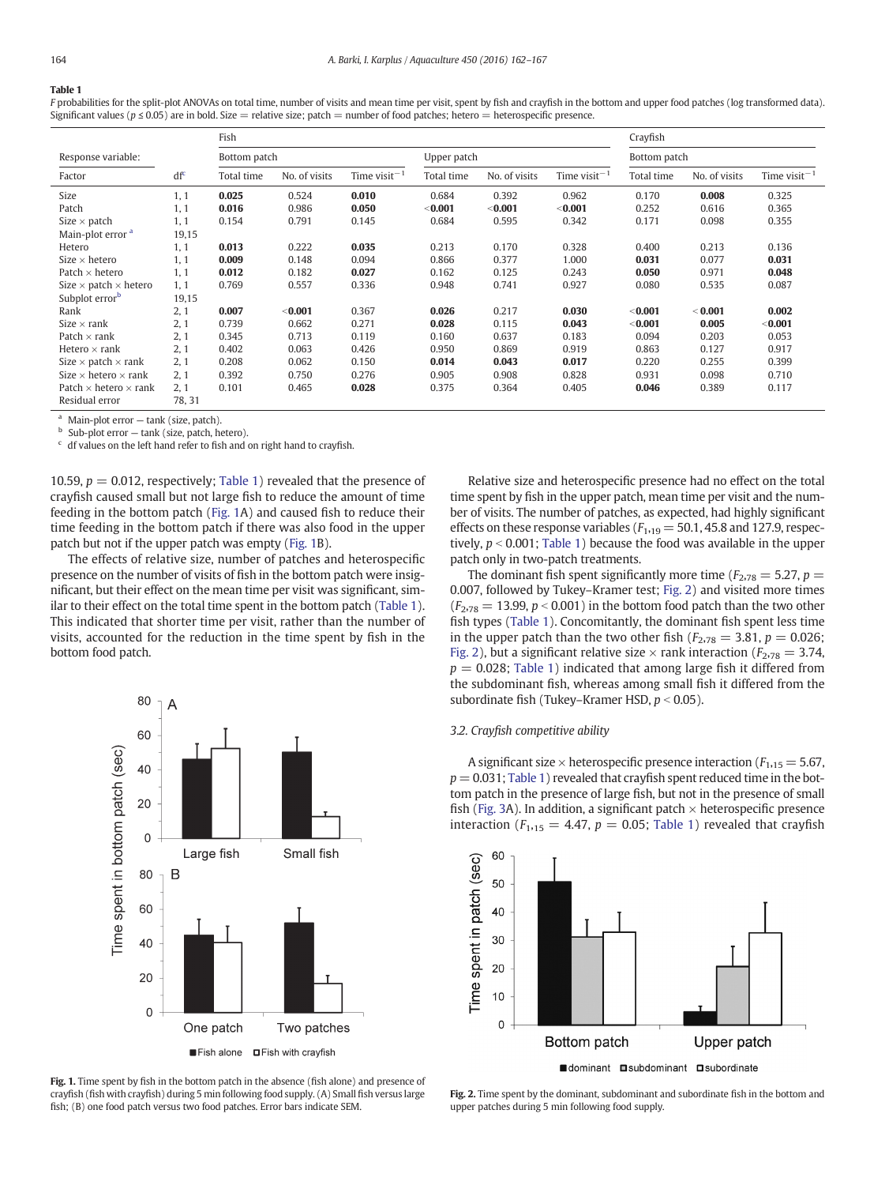**Table 1**

*F* probabilities for the split-plot ANOVAs on total time, number of visits and mean time per visit, spent by fish and crayfish in the bottom and upper food patches (log transformed data). Significant values ($p \leq 0.05$) are in bold. Size = relative size; patch = number of food patches; hetero = heterospecific presence.

| Response variable: | | Fish | | | | | | Crayfish | | |
|---|---|---|---|---|---|---|---|---|---|---|
| | | Bottom patch | | | Upper patch | | | Bottom patch | | |
| Factor | df[c] | Total time | No. of visits | Time visit$^{-1}$ | Total time | No. of visits | Time visit$^{-1}$ | Total time | No. of visits | Time visit$^{-1}$ |
| Size | 1, 1 | **0.025** | 0.524 | **0.010** | 0.684 | 0.392 | 0.962 | 0.170 | **0.008** | 0.325 |
| Patch | 1, 1 | **0.016** | 0.986 | **0.050** | <**0.001** | <**0.001** | <**0.001** | 0.252 | 0.616 | 0.365 |
| Size × patch | 1, 1 | 0.154 | 0.791 | 0.145 | 0.684 | 0.595 | 0.342 | 0.171 | 0.098 | 0.355 |
| Main-plot error [a] | 19,15 | | | | | | | | | |
| Hetero | 1, 1 | **0.013** | 0.222 | **0.035** | 0.213 | 0.170 | 0.328 | 0.400 | 0.213 | 0.136 |
| Size × hetero | 1, 1 | **0.009** | 0.148 | 0.094 | 0.866 | 0.377 | 1.000 | **0.031** | 0.077 | **0.031** |
| Patch × hetero | 1, 1 | **0.012** | 0.182 | **0.027** | 0.162 | 0.125 | 0.243 | **0.050** | 0.971 | **0.048** |
| Size × patch × hetero | 1, 1 | 0.769 | 0.557 | 0.336 | 0.948 | 0.741 | 0.927 | 0.080 | 0.535 | 0.087 |
| Subplot error[b] | 19,15 | | | | | | | | | |
| Rank | 2, 1 | **0.007** | <**0.001** | 0.367 | **0.026** | 0.217 | **0.030** | <**0.001** | <**0.001** | **0.002** |
| Size × rank | 2, 1 | 0.739 | 0.662 | 0.271 | **0.028** | 0.115 | **0.043** | <**0.001** | **0.005** | <**0.001** |
| Patch × rank | 2, 1 | 0.345 | 0.713 | 0.119 | 0.160 | 0.637 | 0.183 | 0.094 | 0.203 | 0.053 |
| Hetero × rank | 2, 1 | 0.402 | 0.063 | 0.426 | 0.950 | 0.869 | 0.919 | 0.863 | 0.127 | 0.917 |
| Size × patch × rank | 2, 1 | 0.208 | 0.062 | 0.150 | **0.014** | **0.043** | **0.017** | 0.220 | 0.255 | 0.399 |
| Size × hetero × rank | 2, 1 | 0.392 | 0.750 | 0.276 | 0.905 | 0.908 | 0.828 | 0.931 | 0.098 | 0.710 |
| Patch × hetero × rank | 2, 1 | 0.101 | 0.465 | **0.028** | 0.375 | 0.364 | 0.405 | **0.046** | 0.389 | 0.117 |
| Residual error | 78, 31 | | | | | | | | | |

[a] Main-plot error — tank (size, patch).
[b] Sub-plot error — tank (size, patch, hetero).
[c] df values on the left hand refer to fish and on right hand to crayfish.

10.59, $p = 0.012$, respectively; Table 1) revealed that the presence of crayfish caused small but not large fish to reduce the amount of time feeding in the bottom patch (Fig. 1A) and caused fish to reduce their time feeding in the bottom patch if there was also food in the upper patch but not if the upper patch was empty (Fig. 1B).

The effects of relative size, number of patches and heterospecific presence on the number of visits of fish in the bottom patch were insignificant, but their effect on the mean time per visit was significant, similar to their effect on the total time spent in the bottom patch (Table 1). This indicated that shorter time per visit, rather than the number of visits, accounted for the reduction in the time spent by fish in the bottom food patch.

Fig. 1. Time spent by fish in the bottom patch in the absence (fish alone) and presence of crayfish (fish with crayfish) during 5 min following food supply. (A) Small fish versus large fish; (B) one food patch versus two food patches. Error bars indicate SEM.

Relative size and heterospecific presence had no effect on the total time spent by fish in the upper patch, mean time per visit and the number of visits. The number of patches, as expected, had highly significant effects on these response variables ($F_{1,19} = 50.1$, 45.8 and 127.9, respectively, $p < 0.001$; Table 1) because the food was available in the upper patch only in two-patch treatments.

The dominant fish spent significantly more time ($F_{2,78} = 5.27$, $p = 0.007$, followed by Tukey–Kramer test; Fig. 2) and visited more times ($F_{2,78} = 13.99$, $p < 0.001$) in the bottom food patch than the two other fish types (Table 1). Concomitantly, the dominant fish spent less time in the upper patch than the two other fish ($F_{2,78} = 3.81$, $p = 0.026$; Fig. 2), but a significant relative size × rank interaction ($F_{2,78} = 3.74$, $p = 0.028$; Table 1) indicated that among large fish it differed from the subdominant fish, whereas among small fish it differed from the subordinate fish (Tukey–Kramer HSD, $p < 0.05$).

### 3.2. Crayfish competitive ability

A significant size × heterospecific presence interaction ($F_{1,15} = 5.67$, $p = 0.031$; Table 1) revealed that crayfish spent reduced time in the bottom patch in the presence of large fish, but not in the presence of small fish (Fig. 3A). In addition, a significant patch × heterospecific presence interaction ($F_{1,15} = 4.47$, $p = 0.05$; Table 1) revealed that crayfish

Fig. 2. Time spent by the dominant, subdominant and subordinate fish in the bottom and upper patches during 5 min following food supply.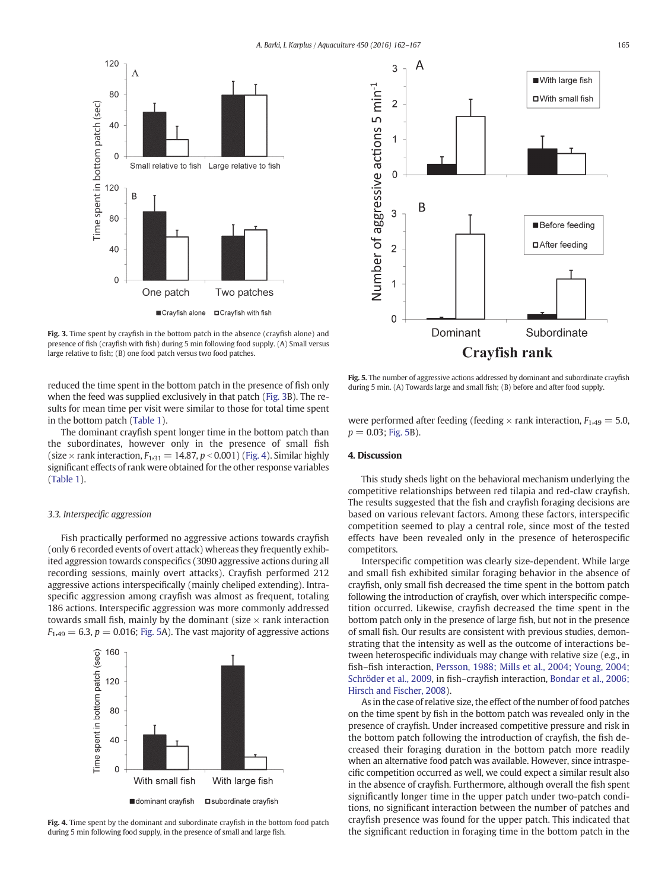Fig. 3. Time spent by crayfish in the bottom patch in the absence (crayfish alone) and presence of fish (crayfish with fish) during 5 min following food supply. (A) Small versus large relative to fish; (B) one food patch versus two food patches.

reduced the time spent in the bottom patch in the presence of fish only when the feed was supplied exclusively in that patch (Fig. 3B). The results for mean time per visit were similar to those for total time spent in the bottom patch (Table 1).

The dominant crayfish spent longer time in the bottom patch than the subordinates, however only in the presence of small fish (size × rank interaction, $F_{1,31} = 14.87$, $p < 0.001$) (Fig. 4). Similar highly significant effects of rank were obtained for the other response variables (Table 1).

### 3.3. Interspecific aggression

Fish practically performed no aggressive actions towards crayfish (only 6 recorded events of overt attack) whereas they frequently exhibited aggression towards conspecifics (3090 aggressive actions during all recording sessions, mainly overt attacks). Crayfish performed 212 aggressive actions interspecifically (mainly cheliped extending). Intraspecific aggression among crayfish was almost as frequent, totaling 186 actions. Interspecific aggression was more commonly addressed towards small fish, mainly by the dominant (size × rank interaction $F_{1,49} = 6.3$, $p = 0.016$; Fig. 5A). The vast majority of aggressive actions were performed after feeding (feeding × rank interaction, $F_{1,49} = 5.0$, $p = 0.03$; Fig. 5B).

Fig. 4. Time spent by the dominant and subordinate crayfish in the bottom food patch during 5 min following food supply, in the presence of small and large fish.

Fig. 5. The number of aggressive actions addressed by dominant and subordinate crayfish during 5 min. (A) Towards large and small fish; (B) before and after food supply.

## 4. Discussion

This study sheds light on the behavioral mechanism underlying the competitive relationships between red tilapia and red-claw crayfish. The results suggested that the fish and crayfish foraging decisions are based on various relevant factors. Among these factors, interspecific competition seemed to play a central role, since most of the tested effects have been revealed only in the presence of heterospecific competitors.

Interspecific competition was clearly size-dependent. While large and small fish exhibited similar foraging behavior in the absence of crayfish, only small fish decreased the time spent in the bottom patch following the introduction of crayfish, over which interspecific competition occurred. Likewise, crayfish decreased the time spent in the bottom patch only in the presence of large fish, but not in the presence of small fish. Our results are consistent with previous studies, demonstrating that the intensity as well as the outcome of interactions between heterospecific individuals may change with relative size (e.g., in fish–fish interaction, Persson, 1988; Mills et al., 2004; Young, 2004; Schröder et al., 2009, in fish–crayfish interaction, Bondar et al., 2006; Hirsch and Fischer, 2008).

As in the case of relative size, the effect of the number of food patches on the time spent by fish in the bottom patch was revealed only in the presence of crayfish. Under increased competitive pressure and risk in the bottom patch following the introduction of crayfish, the fish decreased their foraging duration in the bottom patch more readily when an alternative food patch was available. However, since intraspecific competition occurred as well, we could expect a similar result also in the absence of crayfish. Furthermore, although overall the fish spent significantly longer time in the upper patch under two-patch conditions, no significant interaction between the number of patches and crayfish presence was found for the upper patch. This indicated that the significant reduction in foraging time in the bottom patch in the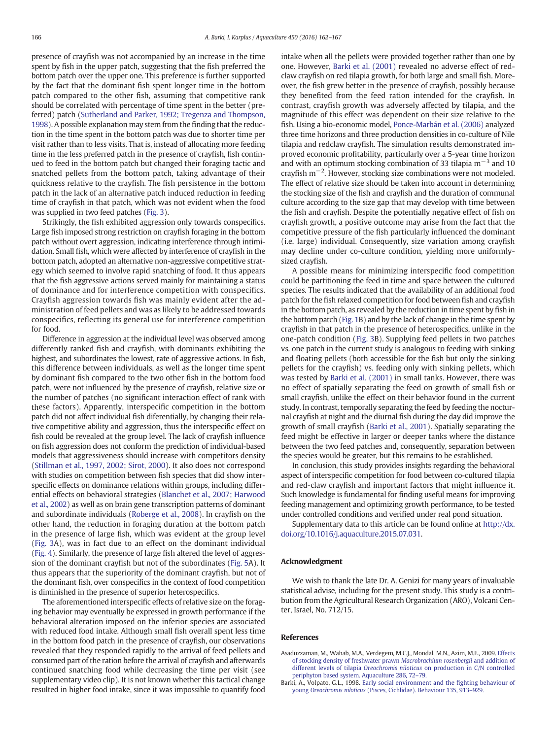presence of crayfish was not accompanied by an increase in the time spent by fish in the upper patch, suggesting that the fish preferred the bottom patch over the upper one. This preference is further supported by the fact that the dominant fish spent longer time in the bottom patch compared to the other fish, assuming that competitive rank should be correlated with percentage of time spent in the better (preferred) patch (Sutherland and Parker, 1992; Tregenza and Thompson, 1998). A possible explanation may stem from the finding that the reduction in the time spent in the bottom patch was due to shorter time per visit rather than to less visits. That is, instead of allocating more feeding time in the less preferred patch in the presence of crayfish, fish continued to feed in the bottom patch but changed their foraging tactic and snatched pellets from the bottom patch, taking advantage of their quickness relative to the crayfish. The fish persistence in the bottom patch in the lack of an alternative patch induced reduction in feeding time of crayfish in that patch, which was not evident when the food was supplied in two feed patches (Fig. 3).

Strikingly, the fish exhibited aggression only towards conspecifics. Large fish imposed strong restriction on crayfish foraging in the bottom patch without overt aggression, indicating interference through intimidation. Small fish, which were affected by interference of crayfish in the bottom patch, adopted an alternative non-aggressive competitive strategy which seemed to involve rapid snatching of food. It thus appears that the fish aggressive actions served mainly for maintaining a status of dominance and for interference competition with conspecifics. Crayfish aggression towards fish was mainly evident after the administration of feed pellets and was as likely to be addressed towards conspecifics, reflecting its general use for interference competition for food.

Difference in aggression at the individual level was observed among differently ranked fish and crayfish, with dominants exhibiting the highest, and subordinates the lowest, rate of aggressive actions. In fish, this difference between individuals, as well as the longer time spent by dominant fish compared to the two other fish in the bottom food patch, were not influenced by the presence of crayfish, relative size or the number of patches (no significant interaction effect of rank with these factors). Apparently, interspecific competition in the bottom patch did not affect individual fish diferentially, by changing their relative competitive ability and aggression, thus the interspecific effect on fish could be revealed at the group level. The lack of crayfish influence on fish aggression does not conform the prediction of individual-based models that aggressiveness should increase with competitors density (Stillman et al., 1997, 2002; Sirot, 2000). It also does not correspond with studies on competition between fish species that did show interspecific effects on dominance relations within groups, including differential effects on behavioral strategies (Blanchet et al., 2007; Harwood et al., 2002) as well as on brain gene transcription patterns of dominant and subordinate individuals (Roberge et al., 2008). In crayfish on the other hand, the reduction in foraging duration at the bottom patch in the presence of large fish, which was evident at the group level (Fig. 3A), was in fact due to an effect on the dominant individual (Fig. 4). Similarly, the presence of large fish altered the level of aggression of the dominant crayfish but not of the subordinates (Fig. 5A). It thus appears that the superiority of the dominant crayfish, but not of the dominant fish, over conspecifics in the context of food competition is diminished in the presence of superior heterospecifics.

The aforementioned interspecific effects of relative size on the foraging behavior may eventually be expressed in growth performance if the behavioral alteration imposed on the inferior species are associated with reduced food intake. Although small fish overall spent less time in the bottom food patch in the presence of crayfish, our observations revealed that they responded rapidly to the arrival of feed pellets and consumed part of the ration before the arrival of crayfish and afterwards continued snatching food while decreasing the time per visit (see supplementary video clip). It is not known whether this tactical change resulted in higher food intake, since it was impossible to quantify food intake when all the pellets were provided together rather than one by one. However, Barki et al. (2001) revealed no adverse effect of red-claw crayfish on red tilapia growth, for both large and small fish. Moreover, the fish grew better in the presence of crayfish, possibly because they benefited from the feed ration intended for the crayfish. In contrast, crayfish growth was adversely affected by tilapia, and the magnitude of this effect was dependent on their size relative to the fish. Using a bio-economic model, Ponce-Marbán et al. (2006) analyzed three time horizons and three production densities in co-culture of Nile tilapia and redclaw crayfish. The simulation results demonstrated improved economic profitability, particularly over a 5-year time horizon and with an optimum stocking combination of 33 tilapia $m^{-3}$ and 10 crayfish $m^{-2}$. However, stocking size combinations were not modeled. The effect of relative size should be taken into account in determining the stocking size of the fish and crayfish and the duration of communal culture according to the size gap that may develop with time between the fish and crayfish. Despite the potentially negative effect of fish on crayfish growth, a positive outcome may arise from the fact that the competitive pressure of the fish particularly influenced the dominant (i.e. large) individual. Consequently, size variation among crayfish may decline under co-culture condition, yielding more uniformly-sized crayfish.

A possible means for minimizing interspecific food competition could be partitioning the feed in time and space between the cultured species. The results indicated that the availability of an additional food patch for the fish relaxed competition for food between fish and crayfish in the bottom patch, as revealed by the reduction in time spent by fish in the bottom patch (Fig. 1B) and by the lack of change in the time spent by crayfish in that patch in the presence of heterospecifics, unlike in the one-patch condition (Fig. 3B). Supplying feed pellets in two patches vs. one patch in the current study is analogous to feeding with sinking and floating pellets (both accessible for the fish but only the sinking pellets for the crayfish) vs. feeding only with sinking pellets, which was tested by Barki et al. (2001) in small tanks. However, there was no effect of spatially separating the feed on growth of small fish or small crayfish, unlike the effect on their behavior found in the current study. In contrast, temporally separating the feed by feeding the nocturnal crayfish at night and the diurnal fish during the day did improve the growth of small crayfish (Barki et al., 2001). Spatially separating the feed might be effective in larger or deeper tanks where the distance between the two feed patches and, consequently, separation between the species would be greater, but this remains to be established.

In conclusion, this study provides insights regarding the behavioral aspect of interspecific competition for food between co-cultured tilapia and red-claw crayfish and important factors that might influence it. Such knowledge is fundamental for finding useful means for improving feeding management and optimizing growth performance, to be tested under controlled conditions and verified under real pond situation.

Supplementary data to this article can be found online at http://dx.doi.org/10.1016/j.aquaculture.2015.07.031.

## Acknowledgment

We wish to thank the late Dr. A. Genizi for many years of invaluable statistical advise, including for the present study. This study is a contribution from the Agricultural Research Organization (ARO), Volcani Center, Israel, No. 712/15.

## References

Asaduzzaman, M., Wahab, M.A., Verdegem, M.C.J., Mondal, M.N., Azim, M.E., 2009. Effects of stocking density of freshwater prawn *Macrobrachium rosenbergii* and addition of different levels of tilapia *Oreochromis niloticus* on production in C/N controlled periphyton based system. Aquaculture 286, 72–79.

Barki, A., Volpato, G.L., 1998. Early social environment and the fighting behaviour of young *Oreochromis niloticus* (Pisces, Cichlidae). Behaviour 135, 913–929.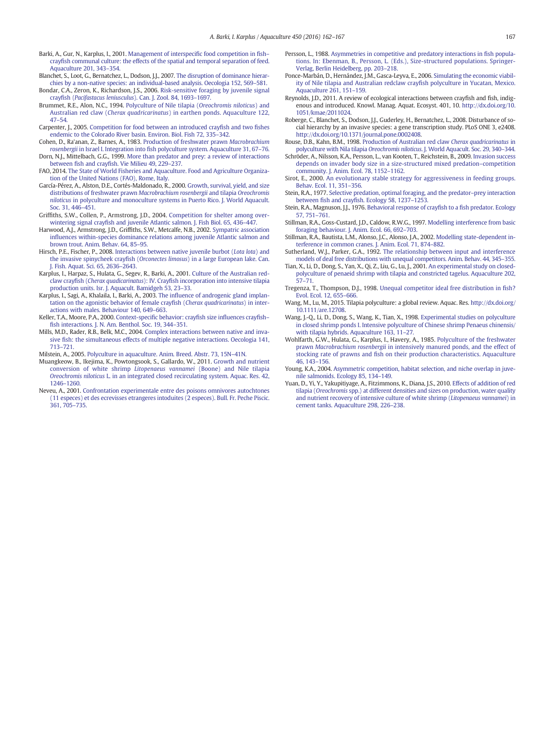Barki, A., Gur, N., Karplus, I., 2001. Management of interspecific food competition in fish–crayfish communal culture: the effects of the spatial and temporal separation of feed. Aquaculture 201, 343–354.

Blanchet, S., Loot, G., Bernatchez, L., Dodson, J.J., 2007. The disruption of dominance hierarchies by a non-native species: an individual-based analysis. Oecologia 152, 569–581.

Bondar, C.A., Zeron, K., Richardson, J.S., 2006. Risk-sensitive foraging by juvenile signal crayfish (*Pacifastacus leniusculus*). Can. J. Zool. 84, 1693–1697.

Brummet, R.E., Alon, N.C., 1994. Polyculture of Nile tilapia (*Oreochromis niloticus*) and Australian red claw (*Cherax quadricarinatus*) in earthen ponds. Aquaculture 122, 47–54.

Carpenter, J., 2005. Competition for food between an introduced crayfish and two fishes endemic to the Colorado River basin. Environ. Biol. Fish 72, 335–342.

Cohen, D., Ra'anan, Z., Barnes, A., 1983. Production of freshwater prawn *Macrobrachium rosenbergii* in Israel I. Integration into fish polyculture system. Aquaculture 31, 67–76.

Dorn, N.J., Mittelbach, G.G., 1999. More than predator and prey: a review of interactions between fish and crayfish. Vie Milieu 49, 229–237.

FAO, 2014. The State of World Fisheries and Aquaculture. Food and Agriculture Organization of the United Nations (FAO), Rome, Italy.

García-Pérez, A., Alston, D.E., Cortés-Maldonado, R., 2000. Growth, survival, yield, and size distributions of freshwater prawn *Macrobrachium rosenbergii* and tilapia *Oreochromis niloticus* in polyculture and monoculture systems in Puerto Rico. J. World Aquacult. Soc. 31, 446–451.

Griffiths, S.W., Collen, P., Armstrong, J.D., 2004. Competition for shelter among overwintering signal crayfish and juvenile Atlantic salmon. J. Fish Biol. 65, 436–447.

Harwood, A.J., Armstrong, J.D., Griffiths, S.W., Metcalfe, N.B., 2002. Sympatric association influences within-species dominance relations among juvenile Atlantic salmon and brown trout. Anim. Behav. 64, 85–95.

Hirsch, P.E., Fischer, P., 2008. Interactions between native juvenile burbot (*Lota lota*) and the invasive spinycheek crayfish (*Orconectes limosus*) in a large European lake. Can. J. Fish. Aquat. Sci. 65, 2636–2643.

Karplus, I., Harpaz, S., Hulata, G., Segev, R., Barki, A., 2001. Culture of the Australian red-claw crayfish (*Cherax quadricarinatus*): IV. Crayfish incorporation into intensive tilapia production units. Isr. J. Aquacult. Bamidgeh 53, 23–33.

Karplus, I., Sagi, A., Khalaila, I., Barki, A., 2003. The influence of androgenic gland implantation on the agonistic behavior of female crayfish (*Cherax quadricarinatus*) in interactions with males. Behaviour 140, 649–663.

Keller, T.A., Moore, P.A., 2000. Context-specific behavior: crayfish size influences crayfish–fish interactions. J. N. Am. Benthol. Soc. 19, 344–351.

Mills, M.D., Rader, R.B., Belk, M.C., 2004. Complex interactions between native and invasive fish: the simultaneous effects of multiple negative interactions. Oecologia 141, 713–721.

Milstein, A., 2005. Polyculture in aquaculture. Anim. Breed. Abstr. 73, 15N–41N.

Muangkeow, B., Ikejima, K., Powtongsook, S., Gallardo, W., 2011. Growth and nutrient conversion of white shrimp *Litopenaeus vannamei* (Boone) and Nile tilapia *Oreochromis niloticus* L. in an integrated closed recirculating system. Aquac. Res. 42, 1246–1260.

Neveu, A., 2001. Confrontation experimentale entre des poisons omnivores autochtones (11 especes) et des ecrevisses etrangeres intoduites (2 especes). Bull. Fr. Peche Piscic. 361, 705–735.

Persson, L., 1988. Asymmetries in competitive and predatory interactions in fish populations. In: Ebenman, B., Persson, L. (Eds.), Size-structured populations. Springer-Verlag, Berlin Heidelberg, pp. 203–218.

Ponce-Marbán, D., Hernández, J.M., Gasca-Leyva, E., 2006. Simulating the economic viability of Nile tilapia and Australian redclaw crayfish polyculture in Yucatan, Mexico. Aquaculture 261, 151–159.

Reynolds, J.D., 2011. A review of ecological interactions between crayfish and fish, indigenous and introduced. Knowl. Manag. Aquat. Ecosyst. 401, 10. http://dx.doi.org/10.1051/kmae/2011024.

Roberge, C., Blanchet, S., Dodson, J.J., Guderley, H., Bernatchez, L., 2008. Disturbance of social hierarchy by an invasive species: a gene transcription study. PLoS ONE 3, e2408. http://dx.doi.org/10.1371/journal.pone.0002408.

Rouse, D.B., Kahn, B.M., 1998. Production of Australian red claw *Cherax quadricarinatus* in polyculture with Nila tilapia *Oreochromis niloticus*. J. World Aquacult. Soc. 29, 340–344.

Schröder, A., Nilsson, K.A., Persson, L., van Kooten, T., Reichstein, B., 2009. Invasion success depends on invader body size in a size-structured mixed predation–competition community. J. Anim. Ecol. 78, 1152–1162.

Sirot, E., 2000. An evolutionary stable strategy for aggressiveness in feeding groups. Behav. Ecol. 11, 351–356.

Stein, R.A., 1977. Selective predation, optimal foraging, and the predator–prey interaction between fish and crayfish. Ecology 58, 1237–1253.

Stein, R.A., Magnuson, J.J., 1976. Behavioral response of crayfish to a fish predator. Ecology 57, 751–761.

Stillman, R.A., Goss-Custard, J.D., Caldow, R.W.G., 1997. Modelling interference from basic foraging behaviour. J. Anim. Ecol. 66, 692–703.

Stillman, R.A., Bautista, L.M., Alonso, J.C., Alonso, J.A., 2002. Modelling state-dependent interference in common cranes. J. Anim. Ecol. 71, 874–882.

Sutherland, W.J., Parker, G.A., 1992. The relationship between input and interference models of deal free distributions with unequal competitors. Anim. Behav. 44, 345–355.

Tian, X., Li, D., Dong, S., Yan, X., Qi, Z., Liu, G., Lu, J., 2001. An experimental study on closed-polyculture of penaeid shrimp with tilapia and constricted tagelus. Aquaculture 202, 57–71.

Tregenza, T., Thompson, D.J., 1998. Unequal competitor ideal free distribution in fish? Evol. Ecol. 12, 655–666.

Wang, M., Lu, M., 2015. Tilapia polyculture: a global review. Aquac. Res. http://dx.doi.org/10.1111/are.12708.

Wang, J.-Q., Li, D., Dong, S., Wang, K., Tian, X., 1998. Experimental studies on polyculture in closed shrimp ponds I. Intensive polyculture of Chinese shrimp Penaeus chinensis/with tilapia hybrids. Aquaculture 163, 11–27.

Wohlfarth, G.W., Hulata, G., Karplus, I., Havery, A., 1985. Polyculture of the freshwater prawn *Macrobrachium rosenbergii* in intensively manured ponds, and the effect of stocking rate of prawns and fish on their production characteristics. Aquaculture 46, 143–156.

Young, K.A., 2004. Asymmetric competition, habitat selection, and niche overlap in juvenile salmonids. Ecology 85, 134–149.

Yuan, D., Yi, Y., Yakupitiyage, A., Fitzimmons, K., Diana, J.S., 2010. Effects of addition of red tilapia (*Oreochromis* spp.) at different densities and sizes on production, water quality and nutrient recovery of intensive culture of white shrimp (*Litopenaeus vannamei*) in cement tanks. Aquaculture 298, 226–238.